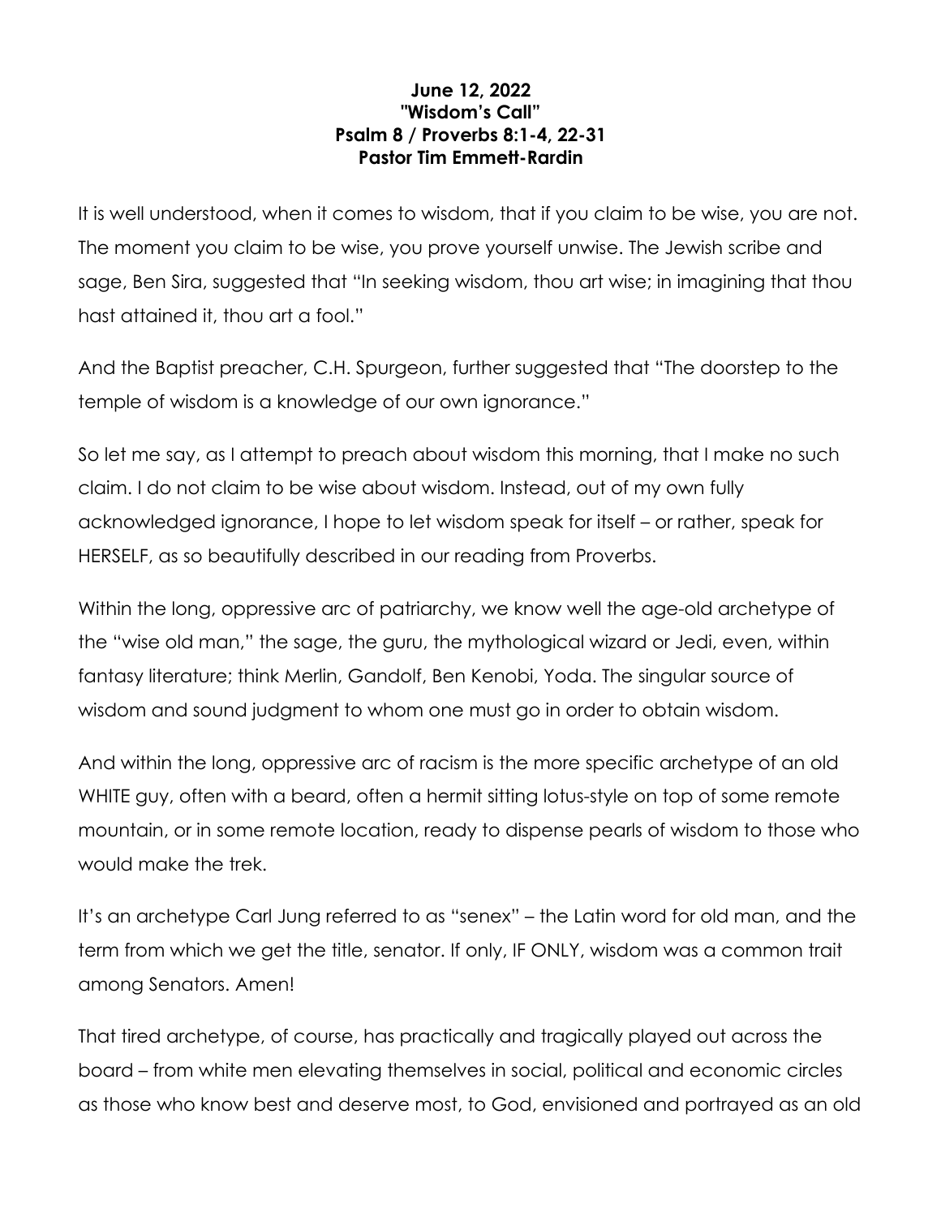**June 12, 2022**
**"Wisdom's Call"**
**Psalm 8 / Proverbs 8:1-4, 22-31**
**Pastor Tim Emmett-Rardin**

It is well understood, when it comes to wisdom, that if you claim to be wise, you are not. The moment you claim to be wise, you prove yourself unwise. The Jewish scribe and sage, Ben Sira, suggested that "In seeking wisdom, thou art wise; in imagining that thou hast attained it, thou art a fool."

And the Baptist preacher, C.H. Spurgeon, further suggested that "The doorstep to the temple of wisdom is a knowledge of our own ignorance."

So let me say, as I attempt to preach about wisdom this morning, that I make no such claim. I do not claim to be wise about wisdom. Instead, out of my own fully acknowledged ignorance, I hope to let wisdom speak for itself – or rather, speak for HERSELF, as so beautifully described in our reading from Proverbs.

Within the long, oppressive arc of patriarchy, we know well the age-old archetype of the "wise old man," the sage, the guru, the mythological wizard or Jedi, even, within fantasy literature; think Merlin, Gandolf, Ben Kenobi, Yoda. The singular source of wisdom and sound judgment to whom one must go in order to obtain wisdom.

And within the long, oppressive arc of racism is the more specific archetype of an old WHITE guy, often with a beard, often a hermit sitting lotus-style on top of some remote mountain, or in some remote location, ready to dispense pearls of wisdom to those who would make the trek.

It's an archetype Carl Jung referred to as "senex" – the Latin word for old man, and the term from which we get the title, senator. If only, IF ONLY, wisdom was a common trait among Senators. Amen!

That tired archetype, of course, has practically and tragically played out across the board – from white men elevating themselves in social, political and economic circles as those who know best and deserve most, to God, envisioned and portrayed as an old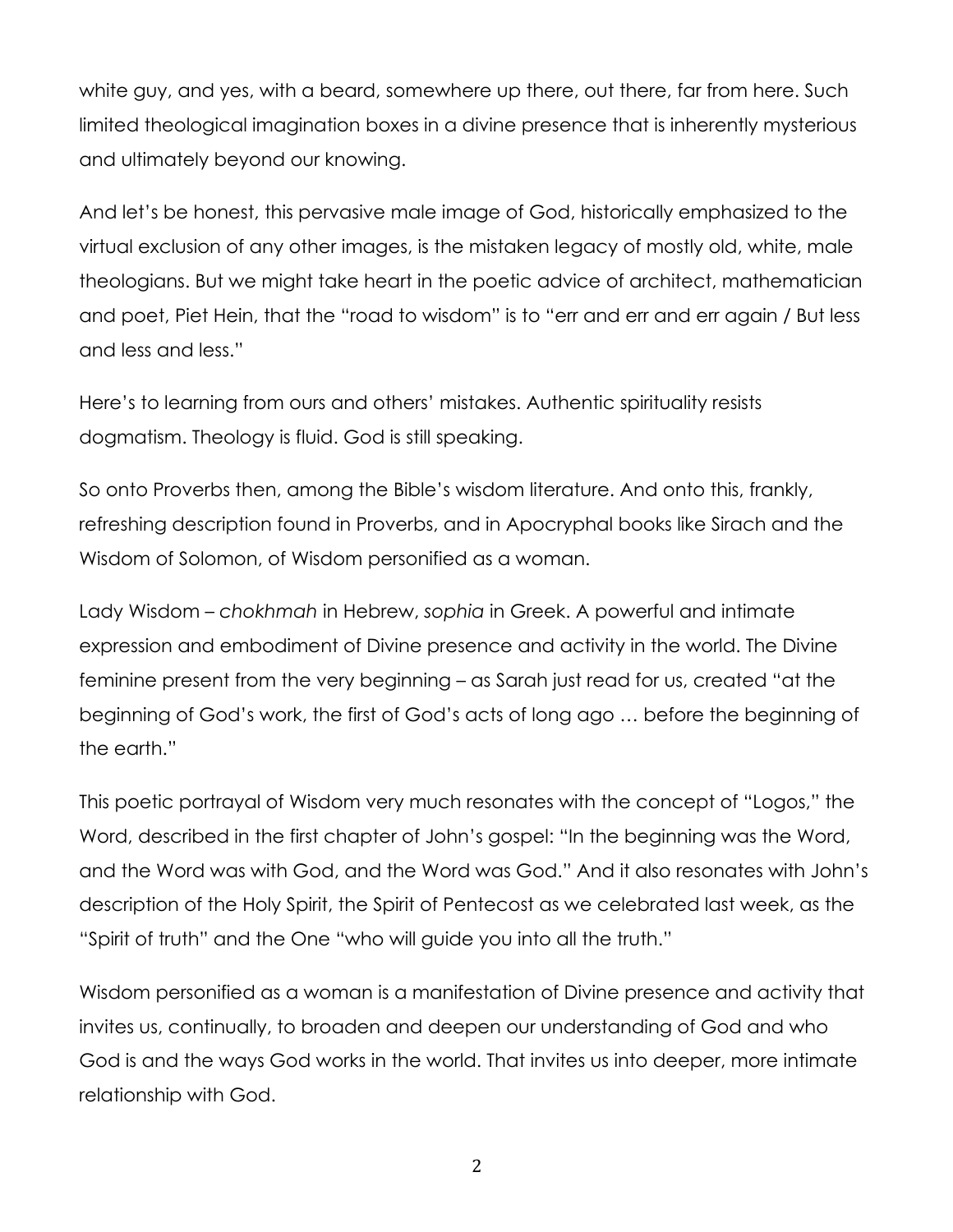white guy, and yes, with a beard, somewhere up there, out there, far from here. Such limited theological imagination boxes in a divine presence that is inherently mysterious and ultimately beyond our knowing.

And let's be honest, this pervasive male image of God, historically emphasized to the virtual exclusion of any other images, is the mistaken legacy of mostly old, white, male theologians. But we might take heart in the poetic advice of architect, mathematician and poet, Piet Hein, that the "road to wisdom" is to "err and err and err again / But less and less and less."

Here's to learning from ours and others' mistakes. Authentic spirituality resists dogmatism. Theology is fluid. God is still speaking.

So onto Proverbs then, among the Bible's wisdom literature. And onto this, frankly, refreshing description found in Proverbs, and in Apocryphal books like Sirach and the Wisdom of Solomon, of Wisdom personified as a woman.

Lady Wisdom – *chokhmah* in Hebrew, *sophia* in Greek. A powerful and intimate expression and embodiment of Divine presence and activity in the world. The Divine feminine present from the very beginning – as Sarah just read for us, created "at the beginning of God's work, the first of God's acts of long ago … before the beginning of the earth."

This poetic portrayal of Wisdom very much resonates with the concept of "Logos," the Word, described in the first chapter of John's gospel: "In the beginning was the Word, and the Word was with God, and the Word was God." And it also resonates with John's description of the Holy Spirit, the Spirit of Pentecost as we celebrated last week, as the "Spirit of truth" and the One "who will guide you into all the truth."

Wisdom personified as a woman is a manifestation of Divine presence and activity that invites us, continually, to broaden and deepen our understanding of God and who God is and the ways God works in the world. That invites us into deeper, more intimate relationship with God.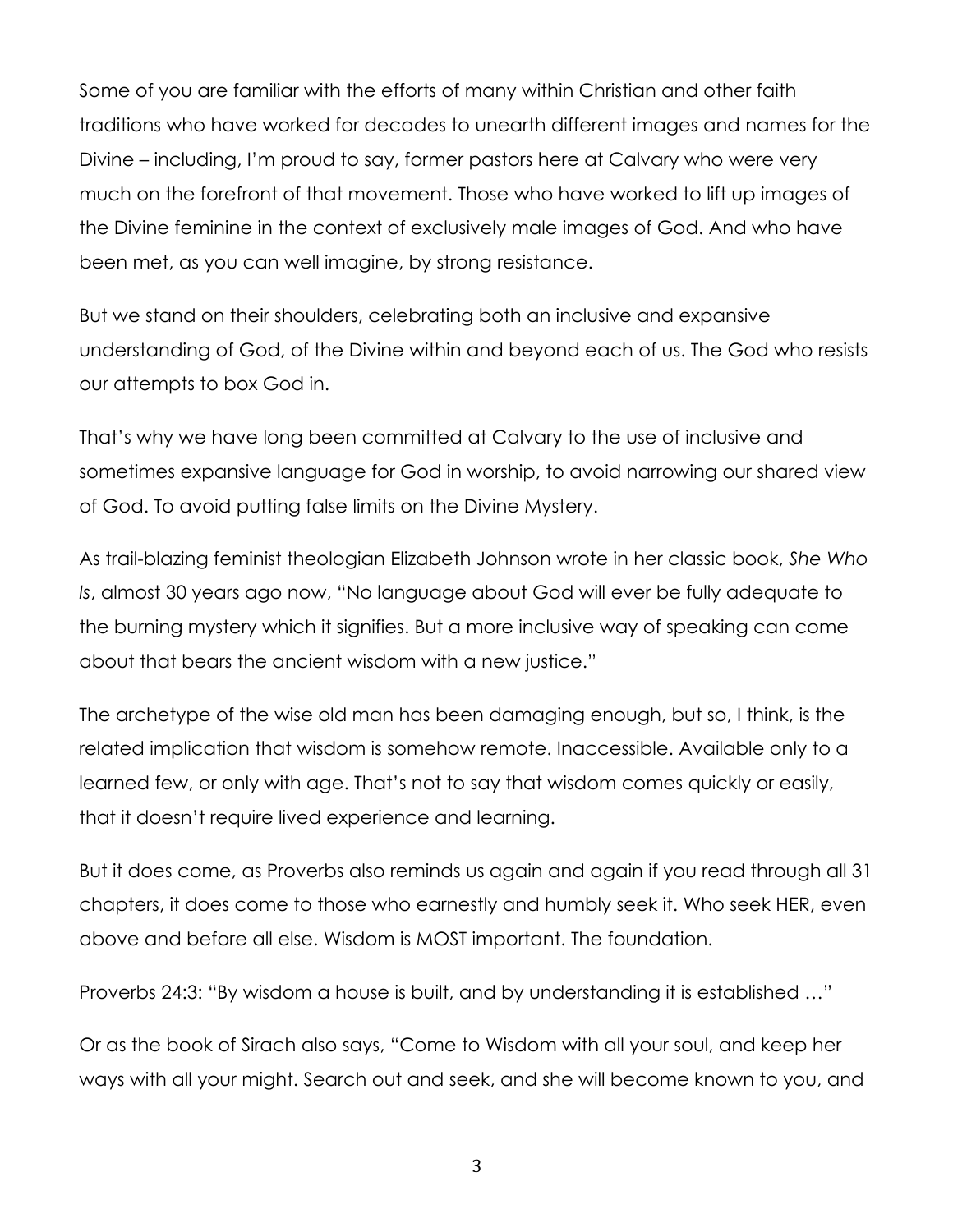Some of you are familiar with the efforts of many within Christian and other faith traditions who have worked for decades to unearth different images and names for the Divine – including, I'm proud to say, former pastors here at Calvary who were very much on the forefront of that movement. Those who have worked to lift up images of the Divine feminine in the context of exclusively male images of God. And who have been met, as you can well imagine, by strong resistance.

But we stand on their shoulders, celebrating both an inclusive and expansive understanding of God, of the Divine within and beyond each of us. The God who resists our attempts to box God in.

That's why we have long been committed at Calvary to the use of inclusive and sometimes expansive language for God in worship, to avoid narrowing our shared view of God. To avoid putting false limits on the Divine Mystery.

As trail-blazing feminist theologian Elizabeth Johnson wrote in her classic book, *She Who Is*, almost 30 years ago now, "No language about God will ever be fully adequate to the burning mystery which it signifies. But a more inclusive way of speaking can come about that bears the ancient wisdom with a new justice."

The archetype of the wise old man has been damaging enough, but so, I think, is the related implication that wisdom is somehow remote. Inaccessible. Available only to a learned few, or only with age. That's not to say that wisdom comes quickly or easily, that it doesn't require lived experience and learning.

But it does come, as Proverbs also reminds us again and again if you read through all 31 chapters, it does come to those who earnestly and humbly seek it. Who seek HER, even above and before all else. Wisdom is MOST important. The foundation.

Proverbs 24:3: "By wisdom a house is built, and by understanding it is established …"

Or as the book of Sirach also says, "Come to Wisdom with all your soul, and keep her ways with all your might. Search out and seek, and she will become known to you, and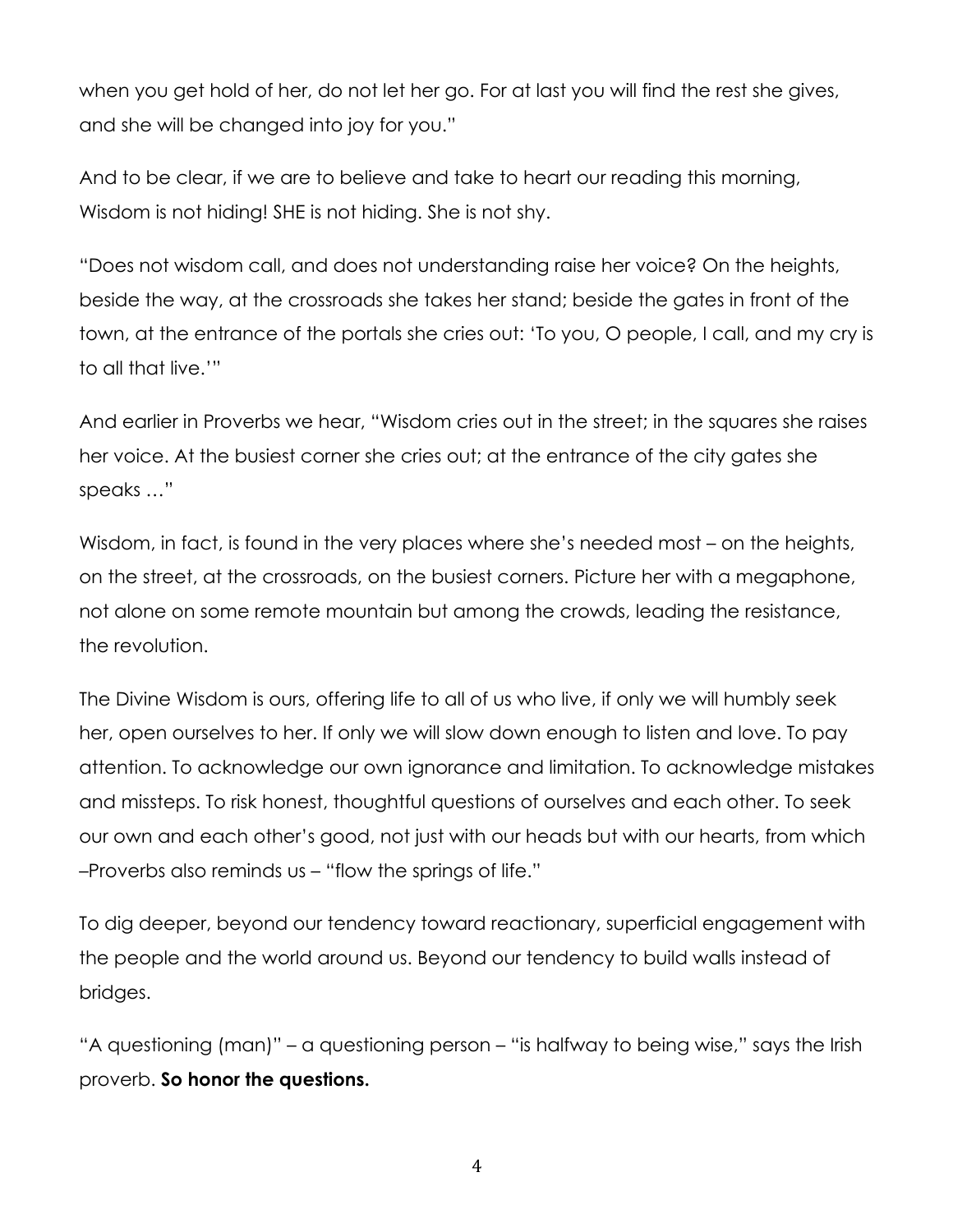when you get hold of her, do not let her go. For at last you will find the rest she gives, and she will be changed into joy for you."

And to be clear, if we are to believe and take to heart our reading this morning, Wisdom is not hiding! SHE is not hiding. She is not shy.

"Does not wisdom call, and does not understanding raise her voice? On the heights, beside the way, at the crossroads she takes her stand; beside the gates in front of the town, at the entrance of the portals she cries out: 'To you, O people, I call, and my cry is to all that live.'"

And earlier in Proverbs we hear, "Wisdom cries out in the street; in the squares she raises her voice. At the busiest corner she cries out; at the entrance of the city gates she speaks …"

Wisdom, in fact, is found in the very places where she's needed most – on the heights, on the street, at the crossroads, on the busiest corners. Picture her with a megaphone, not alone on some remote mountain but among the crowds, leading the resistance, the revolution.

The Divine Wisdom is ours, offering life to all of us who live, if only we will humbly seek her, open ourselves to her. If only we will slow down enough to listen and love. To pay attention. To acknowledge our own ignorance and limitation. To acknowledge mistakes and missteps. To risk honest, thoughtful questions of ourselves and each other. To seek our own and each other's good, not just with our heads but with our hearts, from which –Proverbs also reminds us – "flow the springs of life."

To dig deeper, beyond our tendency toward reactionary, superficial engagement with the people and the world around us. Beyond our tendency to build walls instead of bridges.

"A questioning (man)" – a questioning person – "is halfway to being wise," says the Irish proverb. **So honor the questions.**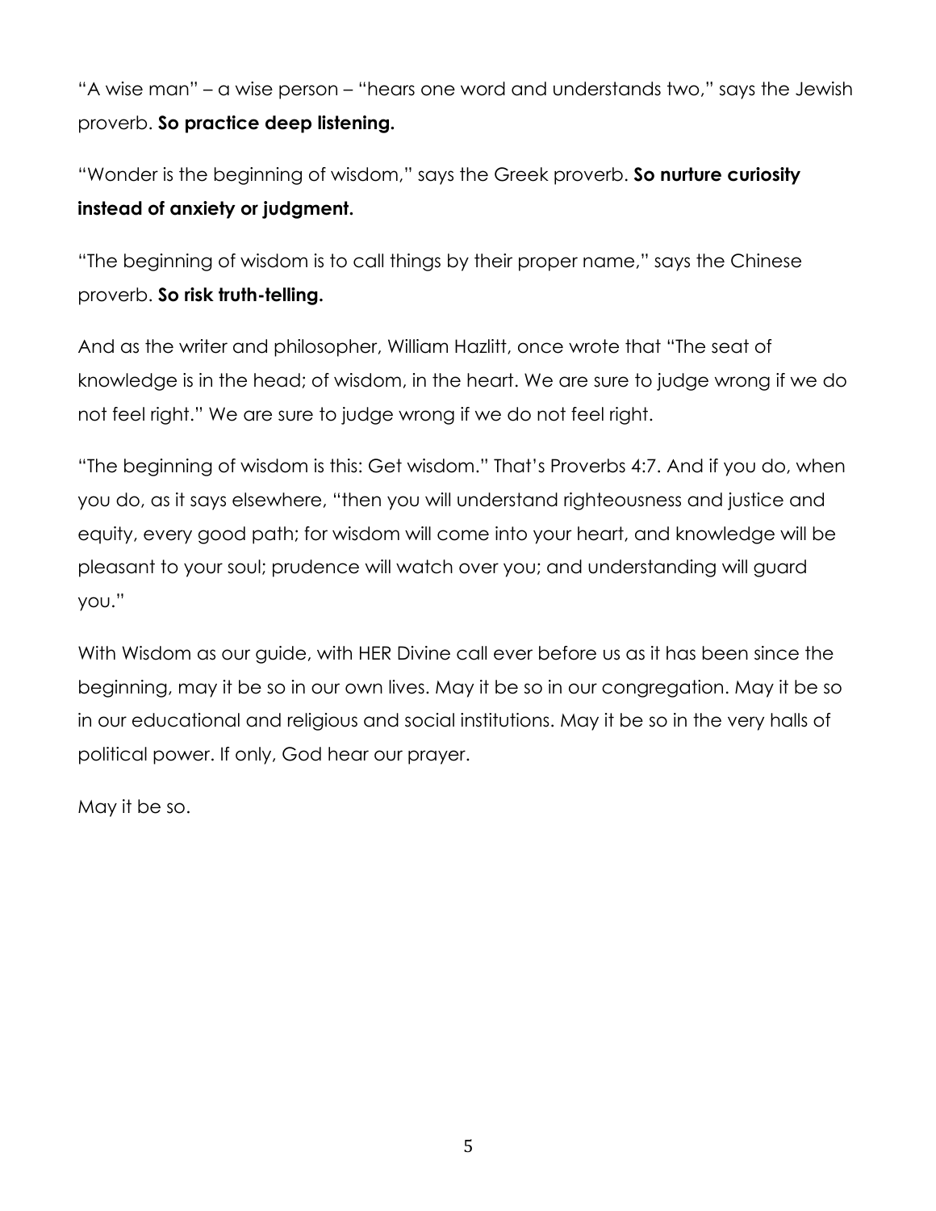"A wise man" – a wise person – "hears one word and understands two," says the Jewish proverb. **So practice deep listening.**

"Wonder is the beginning of wisdom," says the Greek proverb. **So nurture curiosity instead of anxiety or judgment.**

"The beginning of wisdom is to call things by their proper name," says the Chinese proverb. **So risk truth-telling.**

And as the writer and philosopher, William Hazlitt, once wrote that "The seat of knowledge is in the head; of wisdom, in the heart. We are sure to judge wrong if we do not feel right." We are sure to judge wrong if we do not feel right.

"The beginning of wisdom is this: Get wisdom." That's Proverbs 4:7. And if you do, when you do, as it says elsewhere, "then you will understand righteousness and justice and equity, every good path; for wisdom will come into your heart, and knowledge will be pleasant to your soul; prudence will watch over you; and understanding will guard you."

With Wisdom as our guide, with HER Divine call ever before us as it has been since the beginning, may it be so in our own lives. May it be so in our congregation. May it be so in our educational and religious and social institutions. May it be so in the very halls of political power. If only, God hear our prayer.

May it be so.